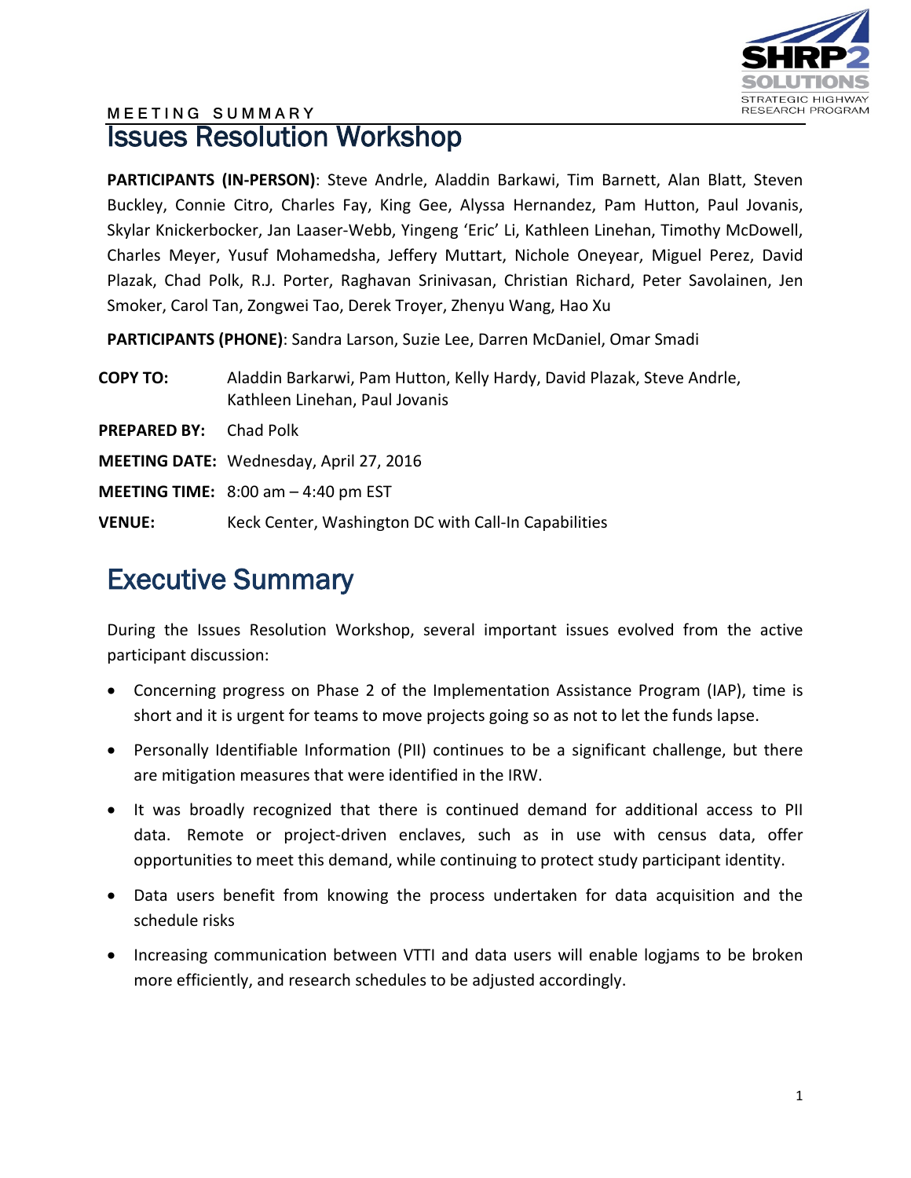MEETING SUMMARY

# Issues Resolution Workshop

**PARTICIPANTS (IN-PERSON)**: Steve Andrle, Aladdin Barkawi, Tim Barnett, Alan Blatt, Steven Buckley, Connie Citro, Charles Fay, King Gee, Alyssa Hernandez, Pam Hutton, Paul Jovanis, Skylar Knickerbocker, Jan Laaser-Webb, Yingeng 'Eric' Li, Kathleen Linehan, Timothy McDowell, Charles Meyer, Yusuf Mohamedsha, Jeffery Muttart, Nichole Oneyear, Miguel Perez, David Plazak, Chad Polk, R.J. Porter, Raghavan Srinivasan, Christian Richard, Peter Savolainen, Jen Smoker, Carol Tan, Zongwei Tao, Derek Troyer, Zhenyu Wang, Hao Xu

**PARTICIPANTS (PHONE)**: Sandra Larson, Suzie Lee, Darren McDaniel, Omar Smadi

**COPY TO:** Aladdin Barkarwi, Pam Hutton, Kelly Hardy, David Plazak, Steve Andrle, Kathleen Linehan, Paul Jovanis

**PREPARED BY:** Chad Polk

**MEETING DATE:** Wednesday, April 27, 2016

**MEETING TIME:** 8:00 am – 4:40 pm EST

**VENUE:** Keck Center, Washington DC with Call-In Capabilities

## Executive Summary

During the Issues Resolution Workshop, several important issues evolved from the active participant discussion:

- Concerning progress on Phase 2 of the Implementation Assistance Program (IAP), time is short and it is urgent for teams to move projects going so as not to let the funds lapse.
- Personally Identifiable Information (PII) continues to be a significant challenge, but there are mitigation measures that were identified in the IRW.
- It was broadly recognized that there is continued demand for additional access to PII data. Remote or project-driven enclaves, such as in use with census data, offer opportunities to meet this demand, while continuing to protect study participant identity.
- Data users benefit from knowing the process undertaken for data acquisition and the schedule risks
- Increasing communication between VTTI and data users will enable logjams to be broken more efficiently, and research schedules to be adjusted accordingly.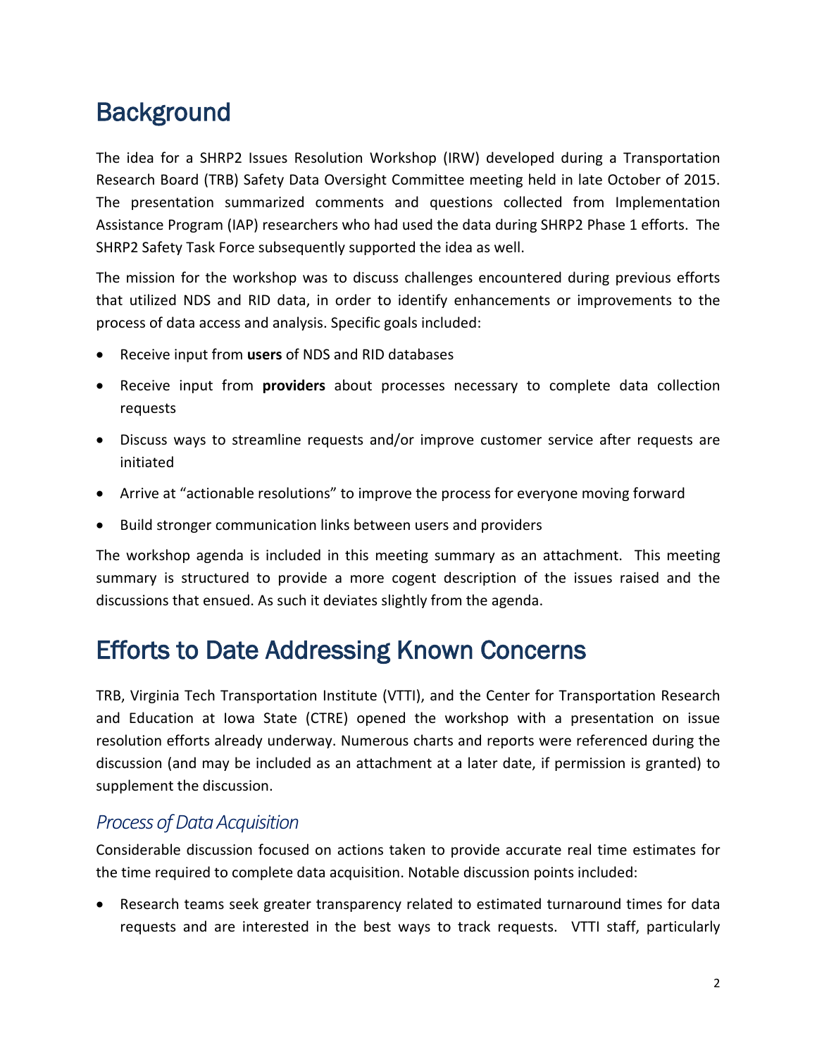# Background

The idea for a SHRP2 Issues Resolution Workshop (IRW) developed during a Transportation Research Board (TRB) Safety Data Oversight Committee meeting held in late October of 2015. The presentation summarized comments and questions collected from Implementation Assistance Program (IAP) researchers who had used the data during SHRP2 Phase 1 efforts. The SHRP2 Safety Task Force subsequently supported the idea as well.

The mission for the workshop was to discuss challenges encountered during previous efforts that utilized NDS and RID data, in order to identify enhancements or improvements to the process of data access and analysis. Specific goals included:

- Receive input from **users** of NDS and RID databases
- Receive input from **providers** about processes necessary to complete data collection requests
- Discuss ways to streamline requests and/or improve customer service after requests are initiated
- Arrive at "actionable resolutions" to improve the process for everyone moving forward
- Build stronger communication links between users and providers

The workshop agenda is included in this meeting summary as an attachment. This meeting summary is structured to provide a more cogent description of the issues raised and the discussions that ensued. As such it deviates slightly from the agenda.

# Efforts to Date Addressing Known Concerns

TRB, Virginia Tech Transportation Institute (VTTI), and the Center for Transportation Research and Education at Iowa State (CTRE) opened the workshop with a presentation on issue resolution efforts already underway. Numerous charts and reports were referenced during the discussion (and may be included as an attachment at a later date, if permission is granted) to supplement the discussion.

## *Process of Data Acquisition*

Considerable discussion focused on actions taken to provide accurate real time estimates for the time required to complete data acquisition. Notable discussion points included:

- Research teams seek greater transparency related to estimated turnaround times for data requests and are interested in the best ways to track requests. VTTI staff, particularly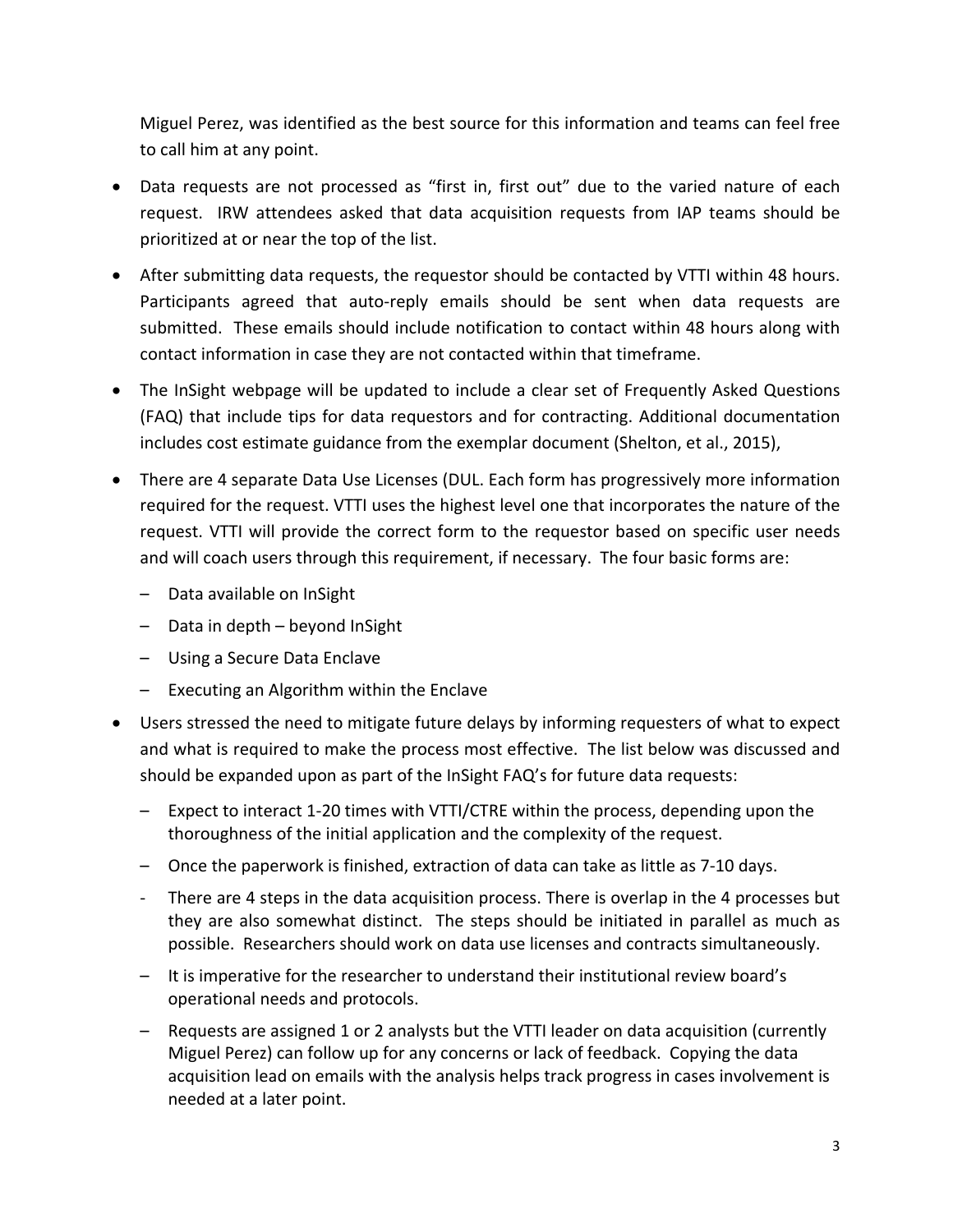Miguel Perez, was identified as the best source for this information and teams can feel free to call him at any point.

- Data requests are not processed as "first in, first out" due to the varied nature of each request. IRW attendees asked that data acquisition requests from IAP teams should be prioritized at or near the top of the list.
- After submitting data requests, the requestor should be contacted by VTTI within 48 hours. Participants agreed that auto-reply emails should be sent when data requests are submitted. These emails should include notification to contact within 48 hours along with contact information in case they are not contacted within that timeframe.
- The InSight webpage will be updated to include a clear set of Frequently Asked Questions (FAQ) that include tips for data requestors and for contracting. Additional documentation includes cost estimate guidance from the exemplar document (Shelton, et al., 2015),
- There are 4 separate Data Use Licenses (DUL. Each form has progressively more information required for the request. VTTI uses the highest level one that incorporates the nature of the request. VTTI will provide the correct form to the requestor based on specific user needs and will coach users through this requirement, if necessary. The four basic forms are:
  - Data available on InSight
  - Data in depth – beyond InSight
  - Using a Secure Data Enclave
  - Executing an Algorithm within the Enclave
- Users stressed the need to mitigate future delays by informing requesters of what to expect and what is required to make the process most effective. The list below was discussed and should be expanded upon as part of the InSight FAQ's for future data requests:
  - Expect to interact 1-20 times with VTTI/CTRE within the process, depending upon the thoroughness of the initial application and the complexity of the request.
  - Once the paperwork is finished, extraction of data can take as little as 7-10 days.
  - There are 4 steps in the data acquisition process. There is overlap in the 4 processes but they are also somewhat distinct. The steps should be initiated in parallel as much as possible. Researchers should work on data use licenses and contracts simultaneously.
  - It is imperative for the researcher to understand their institutional review board's operational needs and protocols.
  - Requests are assigned 1 or 2 analysts but the VTTI leader on data acquisition (currently Miguel Perez) can follow up for any concerns or lack of feedback. Copying the data acquisition lead on emails with the analysis helps track progress in cases involvement is needed at a later point.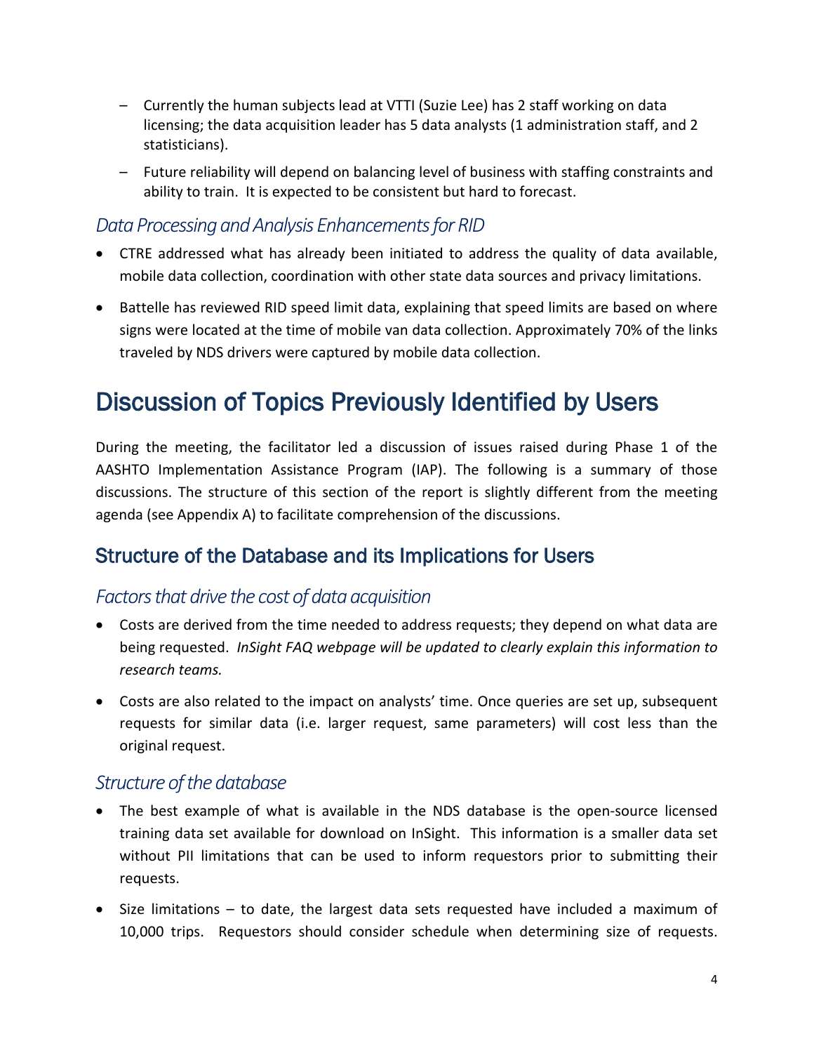- Currently the human subjects lead at VTTI (Suzie Lee) has 2 staff working on data licensing; the data acquisition leader has 5 data analysts (1 administration staff, and 2 statisticians).
  - Future reliability will depend on balancing level of business with staffing constraints and ability to train. It is expected to be consistent but hard to forecast.

### *Data Processing and Analysis Enhancements for RID*

- CTRE addressed what has already been initiated to address the quality of data available, mobile data collection, coordination with other state data sources and privacy limitations.
- Battelle has reviewed RID speed limit data, explaining that speed limits are based on where signs were located at the time of mobile van data collection. Approximately 70% of the links traveled by NDS drivers were captured by mobile data collection.

# Discussion of Topics Previously Identified by Users

During the meeting, the facilitator led a discussion of issues raised during Phase 1 of the AASHTO Implementation Assistance Program (IAP). The following is a summary of those discussions. The structure of this section of the report is slightly different from the meeting agenda (see Appendix A) to facilitate comprehension of the discussions.

## Structure of the Database and its Implications for Users

### *Factors that drive the cost of data acquisition*

- Costs are derived from the time needed to address requests; they depend on what data are being requested. *InSight FAQ webpage will be updated to clearly explain this information to research teams.*
- Costs are also related to the impact on analysts' time. Once queries are set up, subsequent requests for similar data (i.e. larger request, same parameters) will cost less than the original request.

### *Structure of the database*

- The best example of what is available in the NDS database is the open-source licensed training data set available for download on InSight. This information is a smaller data set without PII limitations that can be used to inform requestors prior to submitting their requests.
- Size limitations – to date, the largest data sets requested have included a maximum of 10,000 trips. Requestors should consider schedule when determining size of requests.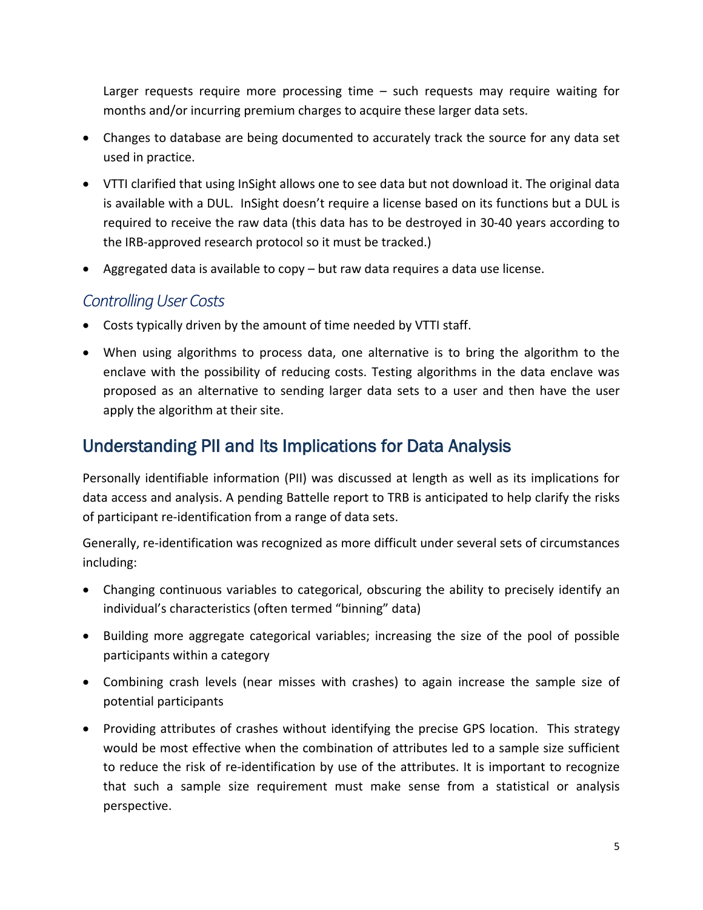Larger requests require more processing time – such requests may require waiting for months and/or incurring premium charges to acquire these larger data sets.

- Changes to database are being documented to accurately track the source for any data set used in practice.
- VTTI clarified that using InSight allows one to see data but not download it. The original data is available with a DUL. InSight doesn't require a license based on its functions but a DUL is required to receive the raw data (this data has to be destroyed in 30-40 years according to the IRB-approved research protocol so it must be tracked.)
- Aggregated data is available to copy – but raw data requires a data use license.

### *Controlling User Costs*

- Costs typically driven by the amount of time needed by VTTI staff.
- When using algorithms to process data, one alternative is to bring the algorithm to the enclave with the possibility of reducing costs. Testing algorithms in the data enclave was proposed as an alternative to sending larger data sets to a user and then have the user apply the algorithm at their site.

## Understanding PII and Its Implications for Data Analysis

Personally identifiable information (PII) was discussed at length as well as its implications for data access and analysis. A pending Battelle report to TRB is anticipated to help clarify the risks of participant re-identification from a range of data sets.

Generally, re-identification was recognized as more difficult under several sets of circumstances including:

- Changing continuous variables to categorical, obscuring the ability to precisely identify an individual's characteristics (often termed "binning" data)
- Building more aggregate categorical variables; increasing the size of the pool of possible participants within a category
- Combining crash levels (near misses with crashes) to again increase the sample size of potential participants
- Providing attributes of crashes without identifying the precise GPS location. This strategy would be most effective when the combination of attributes led to a sample size sufficient to reduce the risk of re-identification by use of the attributes. It is important to recognize that such a sample size requirement must make sense from a statistical or analysis perspective.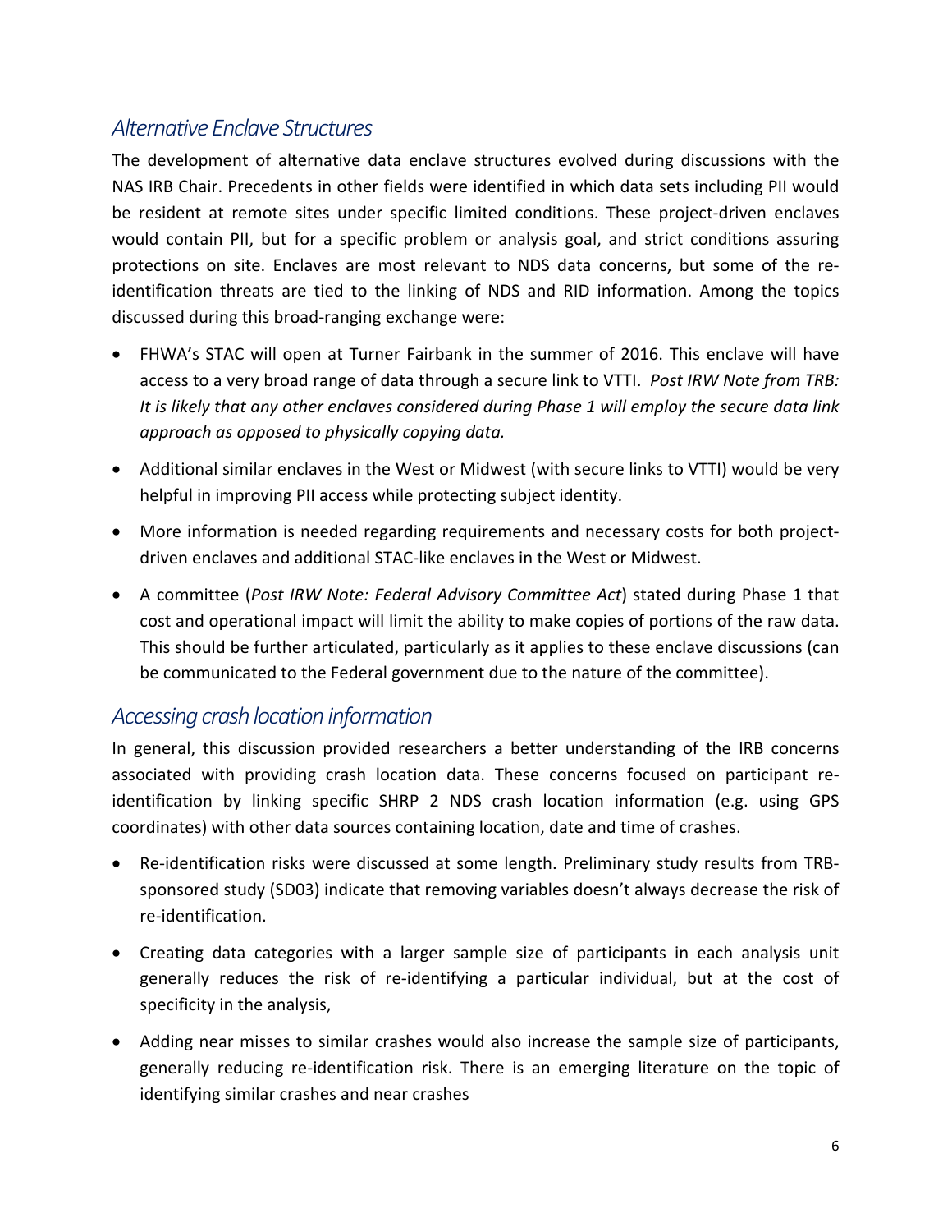## *Alternative Enclave Structures*

The development of alternative data enclave structures evolved during discussions with the NAS IRB Chair. Precedents in other fields were identified in which data sets including PII would be resident at remote sites under specific limited conditions. These project-driven enclaves would contain PII, but for a specific problem or analysis goal, and strict conditions assuring protections on site. Enclaves are most relevant to NDS data concerns, but some of the re-identification threats are tied to the linking of NDS and RID information. Among the topics discussed during this broad-ranging exchange were:

- FHWA's STAC will open at Turner Fairbank in the summer of 2016. This enclave will have access to a very broad range of data through a secure link to VTTI. *Post IRW Note from TRB: It is likely that any other enclaves considered during Phase 1 will employ the secure data link approach as opposed to physically copying data.*
- Additional similar enclaves in the West or Midwest (with secure links to VTTI) would be very helpful in improving PII access while protecting subject identity.
- More information is needed regarding requirements and necessary costs for both project-driven enclaves and additional STAC-like enclaves in the West or Midwest.
- A committee (*Post IRW Note: Federal Advisory Committee Act*) stated during Phase 1 that cost and operational impact will limit the ability to make copies of portions of the raw data. This should be further articulated, particularly as it applies to these enclave discussions (can be communicated to the Federal government due to the nature of the committee).

## *Accessing crash location information*

In general, this discussion provided researchers a better understanding of the IRB concerns associated with providing crash location data. These concerns focused on participant re-identification by linking specific SHRP 2 NDS crash location information (e.g. using GPS coordinates) with other data sources containing location, date and time of crashes.

- Re-identification risks were discussed at some length. Preliminary study results from TRB-sponsored study (SD03) indicate that removing variables doesn't always decrease the risk of re-identification.
- Creating data categories with a larger sample size of participants in each analysis unit generally reduces the risk of re-identifying a particular individual, but at the cost of specificity in the analysis,
- Adding near misses to similar crashes would also increase the sample size of participants, generally reducing re-identification risk. There is an emerging literature on the topic of identifying similar crashes and near crashes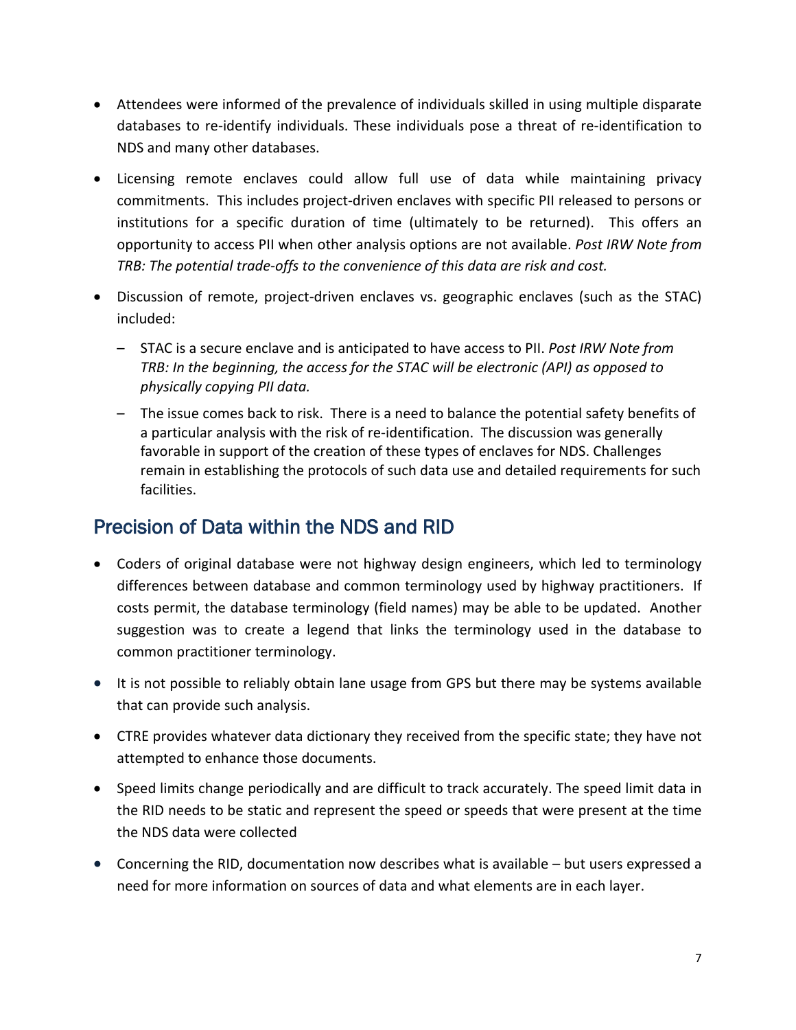- Attendees were informed of the prevalence of individuals skilled in using multiple disparate databases to re-identify individuals. These individuals pose a threat of re-identification to NDS and many other databases.
- Licensing remote enclaves could allow full use of data while maintaining privacy commitments. This includes project-driven enclaves with specific PII released to persons or institutions for a specific duration of time (ultimately to be returned). This offers an opportunity to access PII when other analysis options are not available. *Post IRW Note from TRB: The potential trade-offs to the convenience of this data are risk and cost.*
- Discussion of remote, project-driven enclaves vs. geographic enclaves (such as the STAC) included:
  - STAC is a secure enclave and is anticipated to have access to PII. *Post IRW Note from TRB: In the beginning, the access for the STAC will be electronic (API) as opposed to physically copying PII data.*
  - The issue comes back to risk. There is a need to balance the potential safety benefits of a particular analysis with the risk of re-identification. The discussion was generally favorable in support of the creation of these types of enclaves for NDS. Challenges remain in establishing the protocols of such data use and detailed requirements for such facilities.

## Precision of Data within the NDS and RID

- Coders of original database were not highway design engineers, which led to terminology differences between database and common terminology used by highway practitioners. If costs permit, the database terminology (field names) may be able to be updated. Another suggestion was to create a legend that links the terminology used in the database to common practitioner terminology.
- It is not possible to reliably obtain lane usage from GPS but there may be systems available that can provide such analysis.
- CTRE provides whatever data dictionary they received from the specific state; they have not attempted to enhance those documents.
- Speed limits change periodically and are difficult to track accurately. The speed limit data in the RID needs to be static and represent the speed or speeds that were present at the time the NDS data were collected
- Concerning the RID, documentation now describes what is available – but users expressed a need for more information on sources of data and what elements are in each layer.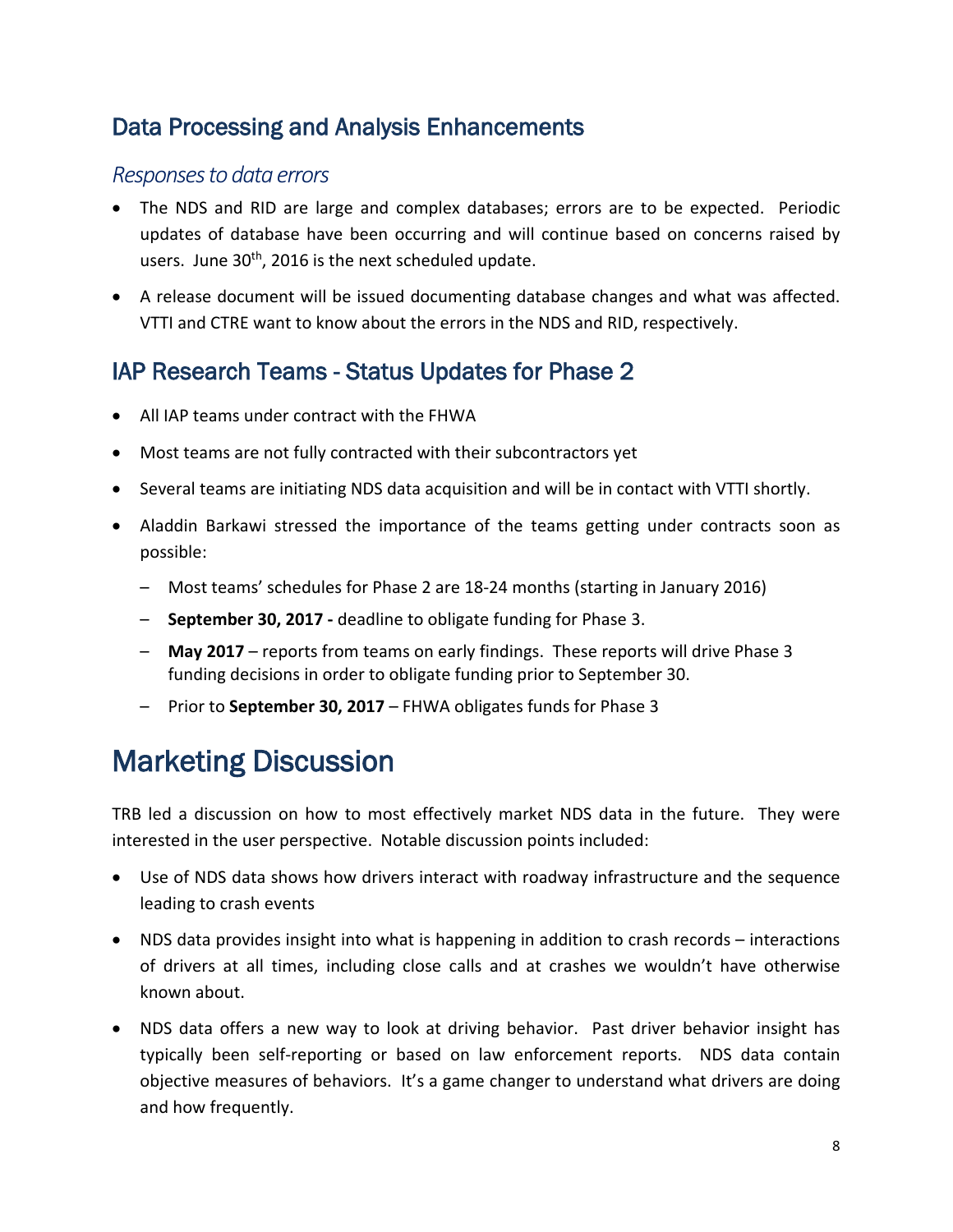## Data Processing and Analysis Enhancements

### *Responses to data errors*

- The NDS and RID are large and complex databases; errors are to be expected. Periodic updates of database have been occurring and will continue based on concerns raised by users. June 30th, 2016 is the next scheduled update.
- A release document will be issued documenting database changes and what was affected. VTTI and CTRE want to know about the errors in the NDS and RID, respectively.

## IAP Research Teams - Status Updates for Phase 2

- All IAP teams under contract with the FHWA
- Most teams are not fully contracted with their subcontractors yet
- Several teams are initiating NDS data acquisition and will be in contact with VTTI shortly.
- Aladdin Barkawi stressed the importance of the teams getting under contracts soon as possible:
  - Most teams' schedules for Phase 2 are 18-24 months (starting in January 2016)
  - **September 30, 2017 -** deadline to obligate funding for Phase 3.
  - **May 2017** – reports from teams on early findings. These reports will drive Phase 3 funding decisions in order to obligate funding prior to September 30.
  - Prior to **September 30, 2017** – FHWA obligates funds for Phase 3

# Marketing Discussion

TRB led a discussion on how to most effectively market NDS data in the future. They were interested in the user perspective. Notable discussion points included:

- Use of NDS data shows how drivers interact with roadway infrastructure and the sequence leading to crash events
- NDS data provides insight into what is happening in addition to crash records – interactions of drivers at all times, including close calls and at crashes we wouldn't have otherwise known about.
- NDS data offers a new way to look at driving behavior. Past driver behavior insight has typically been self-reporting or based on law enforcement reports. NDS data contain objective measures of behaviors. It's a game changer to understand what drivers are doing and how frequently.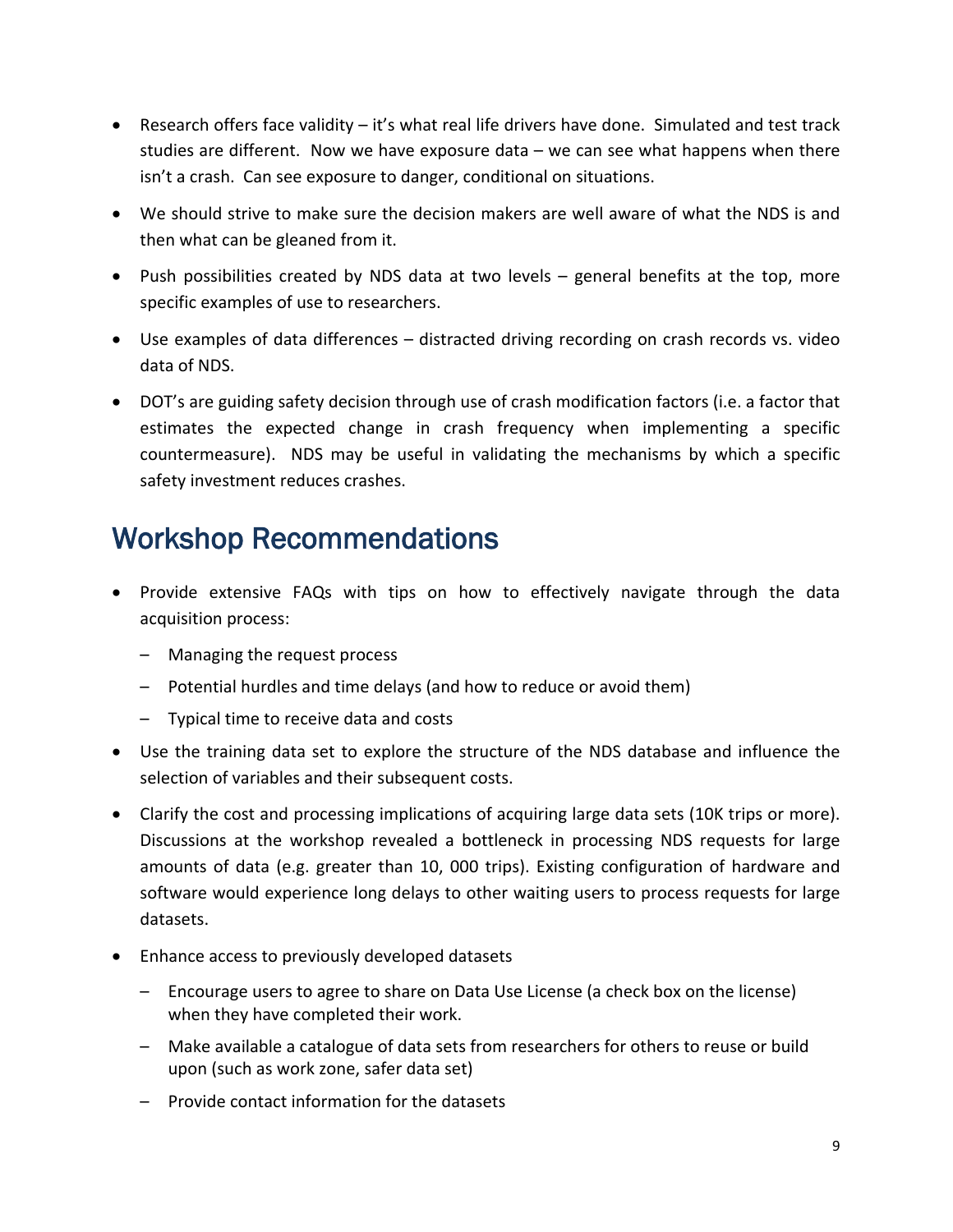- Research offers face validity – it's what real life drivers have done. Simulated and test track studies are different. Now we have exposure data – we can see what happens when there isn't a crash. Can see exposure to danger, conditional on situations.
- We should strive to make sure the decision makers are well aware of what the NDS is and then what can be gleaned from it.
- Push possibilities created by NDS data at two levels – general benefits at the top, more specific examples of use to researchers.
- Use examples of data differences – distracted driving recording on crash records vs. video data of NDS.
- DOT's are guiding safety decision through use of crash modification factors (i.e. a factor that estimates the expected change in crash frequency when implementing a specific countermeasure). NDS may be useful in validating the mechanisms by which a specific safety investment reduces crashes.

## Workshop Recommendations

- Provide extensive FAQs with tips on how to effectively navigate through the data acquisition process:
  - Managing the request process
  - Potential hurdles and time delays (and how to reduce or avoid them)
  - Typical time to receive data and costs
- Use the training data set to explore the structure of the NDS database and influence the selection of variables and their subsequent costs.
- Clarify the cost and processing implications of acquiring large data sets (10K trips or more). Discussions at the workshop revealed a bottleneck in processing NDS requests for large amounts of data (e.g. greater than 10, 000 trips). Existing configuration of hardware and software would experience long delays to other waiting users to process requests for large datasets.
- Enhance access to previously developed datasets
  - Encourage users to agree to share on Data Use License (a check box on the license) when they have completed their work.
  - Make available a catalogue of data sets from researchers for others to reuse or build upon (such as work zone, safer data set)
  - Provide contact information for the datasets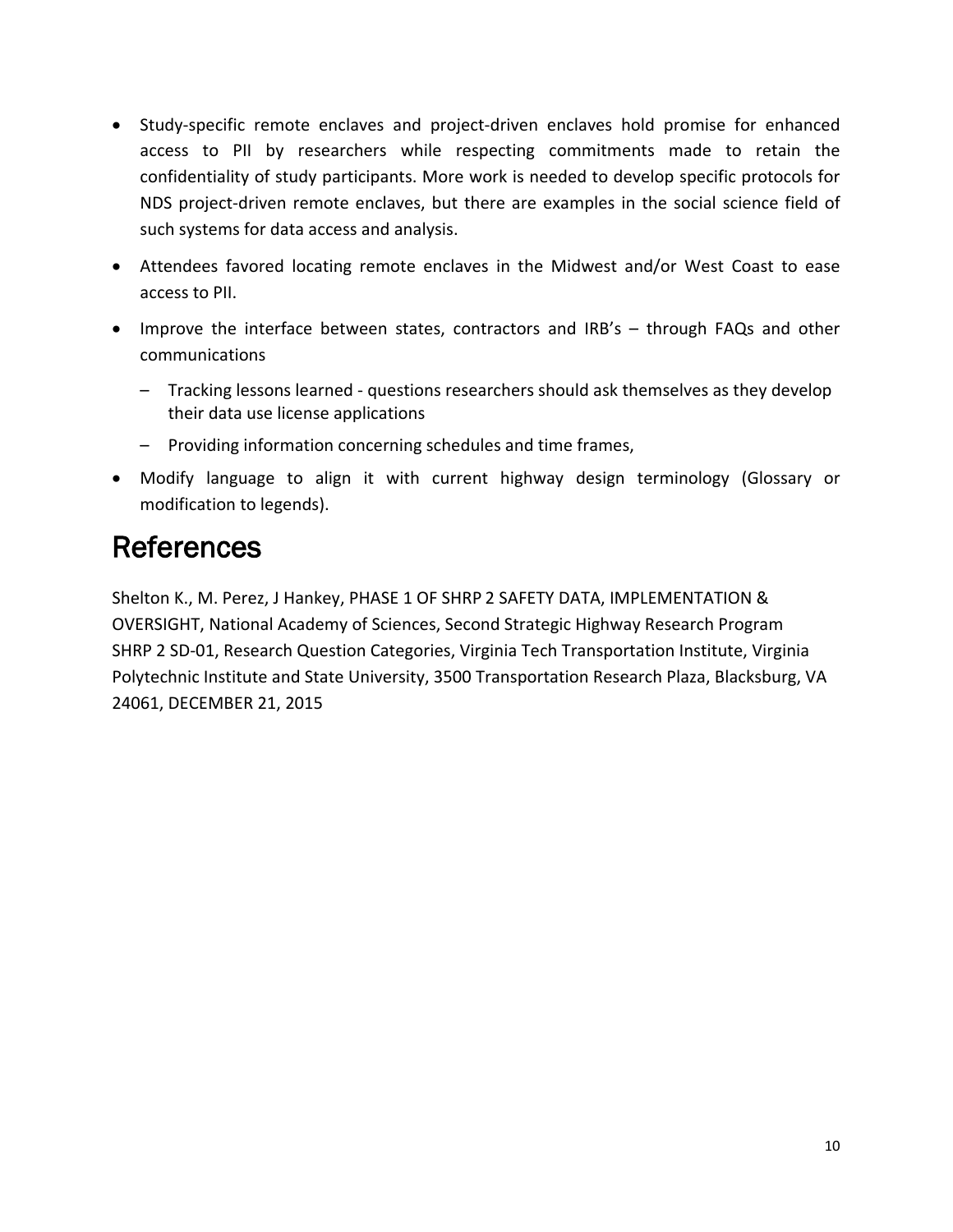- Study-specific remote enclaves and project-driven enclaves hold promise for enhanced access to PII by researchers while respecting commitments made to retain the confidentiality of study participants. More work is needed to develop specific protocols for NDS project-driven remote enclaves, but there are examples in the social science field of such systems for data access and analysis.
- Attendees favored locating remote enclaves in the Midwest and/or West Coast to ease access to PII.
- Improve the interface between states, contractors and IRB's – through FAQs and other communications
  - Tracking lessons learned - questions researchers should ask themselves as they develop their data use license applications
  - Providing information concerning schedules and time frames,
- Modify language to align it with current highway design terminology (Glossary or modification to legends).

# References

Shelton K., M. Perez, J Hankey, PHASE 1 OF SHRP 2 SAFETY DATA, IMPLEMENTATION & OVERSIGHT, National Academy of Sciences, Second Strategic Highway Research Program SHRP 2 SD-01, Research Question Categories, Virginia Tech Transportation Institute, Virginia Polytechnic Institute and State University, 3500 Transportation Research Plaza, Blacksburg, VA 24061, DECEMBER 21, 2015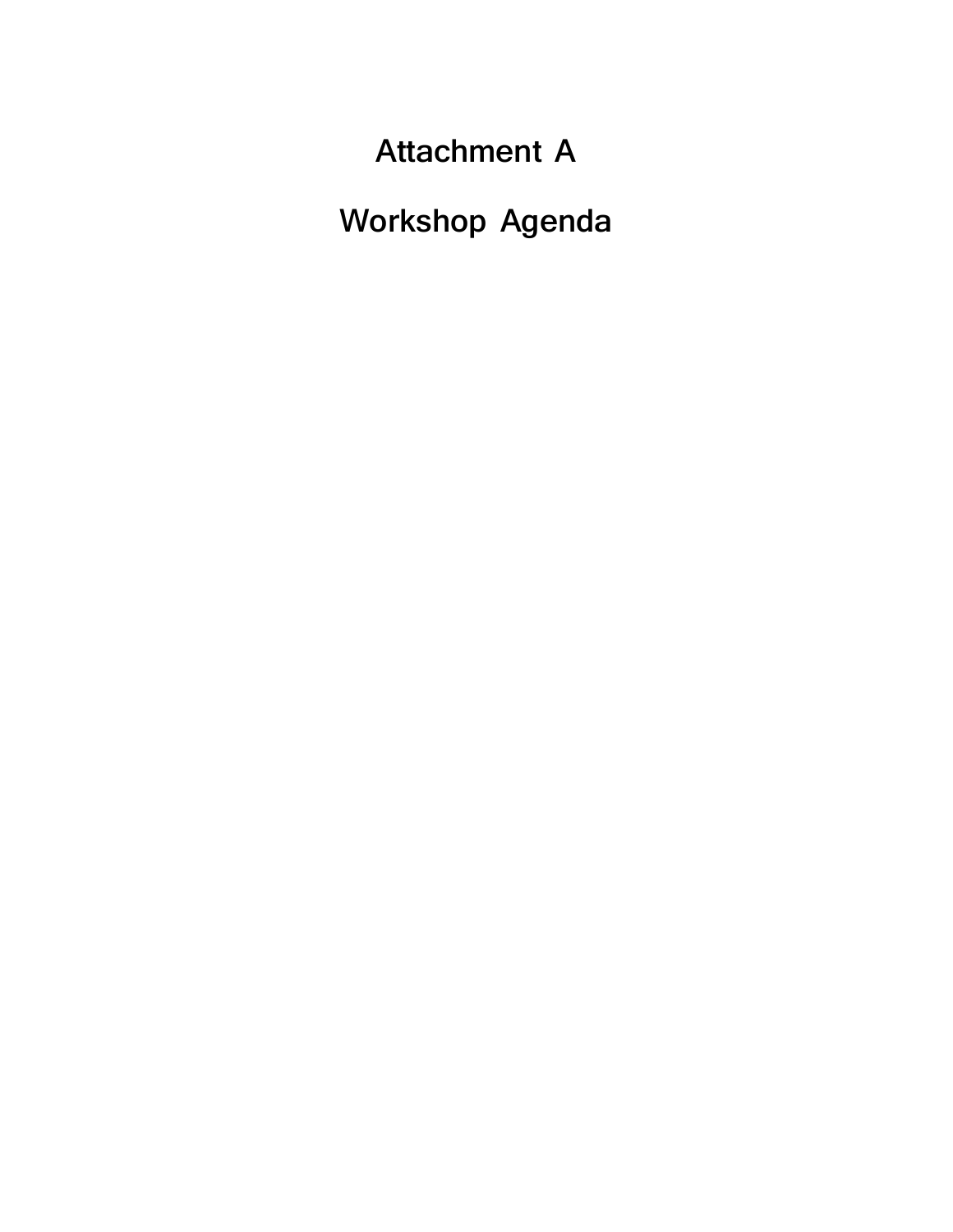# Attachment A

# Workshop Agenda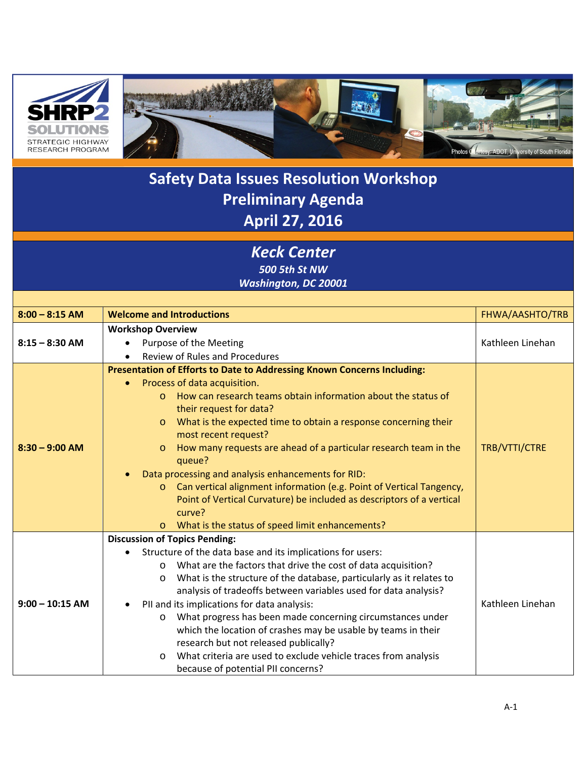SHRP2 SOLUTIONS
STRATEGIC HIGHWAY RESEARCH PROGRAM

Photos Courtesy: ADOT, University of South Florida

# Safety Data Issues Resolution Workshop
# Preliminary Agenda
# April 27, 2016

## *Keck Center*
***500 5th St NW***
***Washington, DC 20001***

| **8:00 – 8:15 AM** | **Welcome and Introductions** | FHWA/AASHTO/TRB |
|---|---|---|
| **8:15 – 8:30 AM** | **Workshop Overview**<br>• Purpose of the Meeting<br>• Review of Rules and Procedures | Kathleen Linehan |
| **8:30 – 9:00 AM** | **Presentation of Efforts to Date to Addressing Known Concerns Including:**<br>• Process of data acquisition.<br>  o How can research teams obtain information about the status of their request for data?<br>  o What is the expected time to obtain a response concerning their most recent request?<br>  o How many requests are ahead of a particular research team in the queue?<br>• Data processing and analysis enhancements for RID:<br>  o Can vertical alignment information (e.g. Point of Vertical Tangency, Point of Vertical Curvature) be included as descriptors of a vertical curve?<br>  o What is the status of speed limit enhancements? | TRB/VTTI/CTRE |
| **9:00 – 10:15 AM** | **Discussion of Topics Pending:**<br>• Structure of the data base and its implications for users:<br>  o What are the factors that drive the cost of data acquisition?<br>  o What is the structure of the database, particularly as it relates to analysis of tradeoffs between variables used for data analysis?<br>• PII and its implications for data analysis:<br>  o What progress has been made concerning circumstances under which the location of crashes may be usable by teams in their research but not released publically?<br>  o What criteria are used to exclude vehicle traces from analysis because of potential PII concerns? | Kathleen Linehan |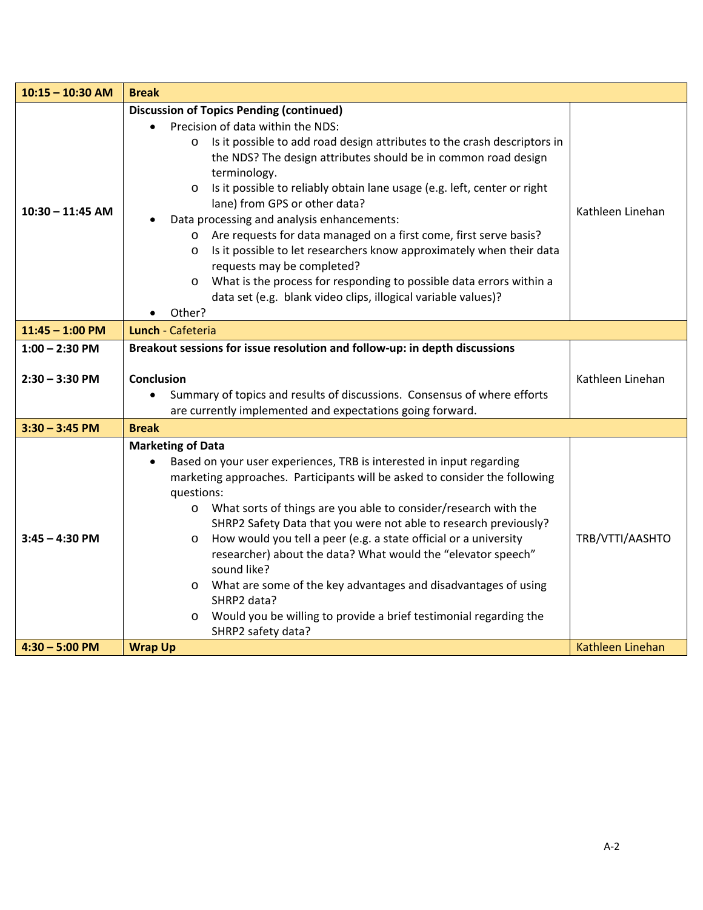| | | |
|---|---|---|
| **10:15 – 10:30 AM** | **Break** | |
| **10:30 – 11:45 AM** | **Discussion of Topics Pending (continued)**<br>• Precision of data within the NDS:<br>&nbsp;&nbsp;&nbsp;&nbsp;o Is it possible to add road design attributes to the crash descriptors in the NDS? The design attributes should be in common road design terminology.<br>&nbsp;&nbsp;&nbsp;&nbsp;o Is it possible to reliably obtain lane usage (e.g. left, center or right lane) from GPS or other data?<br>• Data processing and analysis enhancements:<br>&nbsp;&nbsp;&nbsp;&nbsp;o Are requests for data managed on a first come, first serve basis?<br>&nbsp;&nbsp;&nbsp;&nbsp;o Is it possible to let researchers know approximately when their data requests may be completed?<br>&nbsp;&nbsp;&nbsp;&nbsp;o What is the process for responding to possible data errors within a data set (e.g. blank video clips, illogical variable values)?<br>• Other? | Kathleen Linehan |
| **11:45 – 1:00 PM** | **Lunch** - Cafeteria | |
| **1:00 – 2:30 PM**<br><br>**2:30 – 3:30 PM** | **Breakout sessions for issue resolution and follow-up: in depth discussions**<br><br>**Conclusion**<br>• Summary of topics and results of discussions. Consensus of where efforts are currently implemented and expectations going forward. | Kathleen Linehan |
| **3:30 – 3:45 PM** | **Break** | |
| **3:45 – 4:30 PM** | **Marketing of Data**<br>• Based on your user experiences, TRB is interested in input regarding marketing approaches. Participants will be asked to consider the following questions:<br>&nbsp;&nbsp;&nbsp;&nbsp;o What sorts of things are you able to consider/research with the SHRP2 Safety Data that you were not able to research previously?<br>&nbsp;&nbsp;&nbsp;&nbsp;o How would you tell a peer (e.g. a state official or a university researcher) about the data? What would the "elevator speech" sound like?<br>&nbsp;&nbsp;&nbsp;&nbsp;o What are some of the key advantages and disadvantages of using SHRP2 data?<br>&nbsp;&nbsp;&nbsp;&nbsp;o Would you be willing to provide a brief testimonial regarding the SHRP2 safety data? | TRB/VTTI/AASHTO |
| **4:30 – 5:00 PM** | **Wrap Up** | Kathleen Linehan |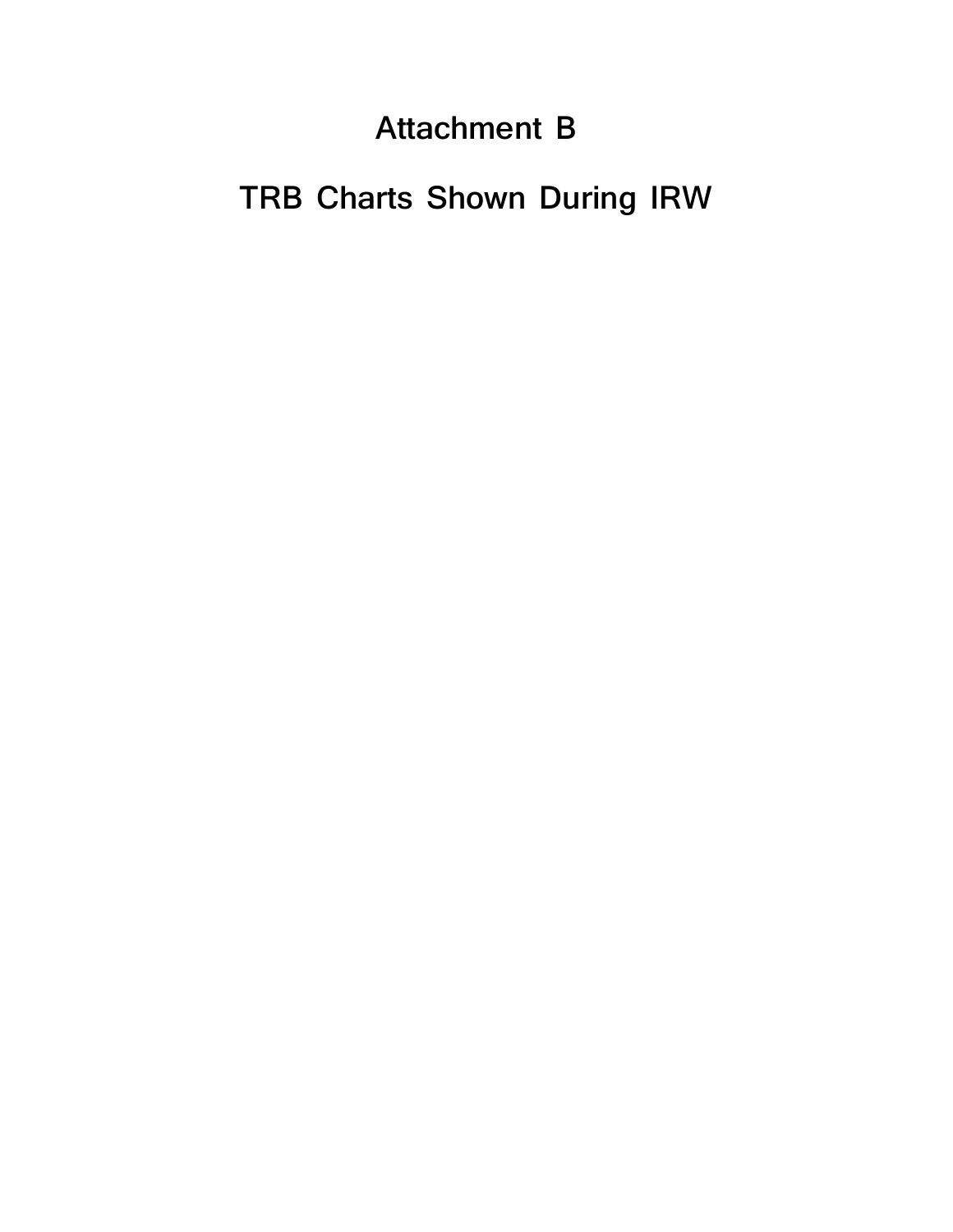# Attachment B

# TRB Charts Shown During IRW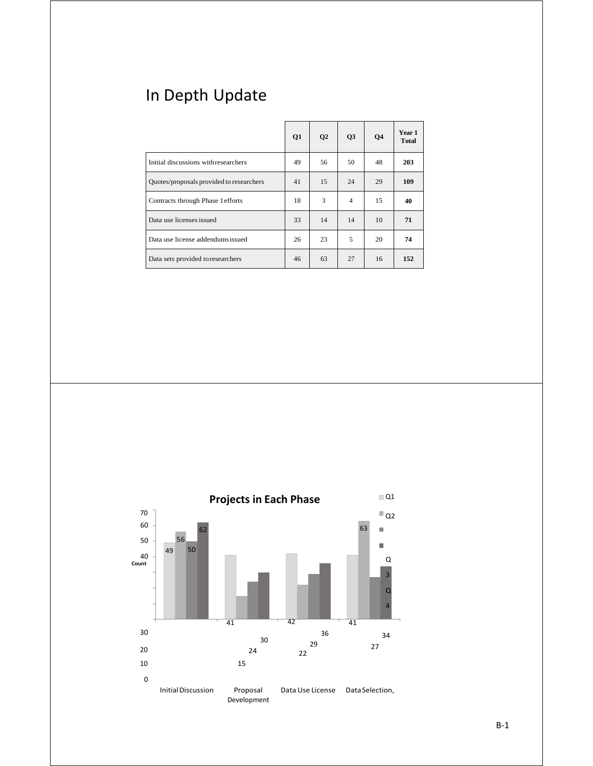# In Depth Update

| | Q1 | Q2 | Q3 | Q4 | Year 1 Total |
|---|---|---|---|---|---|
| Initial discussions with researchers | 49 | 56 | 50 | 48 | **203** |
| Quotes/proposals provided to researchers | 41 | 15 | 24 | 29 | **109** |
| Contracts through Phase 1 efforts | 18 | 3 | 4 | 15 | **40** |
| Data use licenses issued | 33 | 14 | 14 | 10 | **71** |
| Data use license addendums issued | 26 | 23 | 5 | 20 | **74** |
| Data sets provided to researchers | 46 | 63 | 27 | 16 | **152** |

**Projects in Each Phase**

| Phase | Q1 | Q2 | Q3 | Q4 |
|---|---|---|---|---|
| Initial Discussion | 49 | 56 | 50 | 62 |
| Proposal Development | 41 | 15 | 24 | 30 |
| Data Use License | 42 | 22 | 29 | 36 |
| Data Selection, | 41 | 63 | 27 | 34 |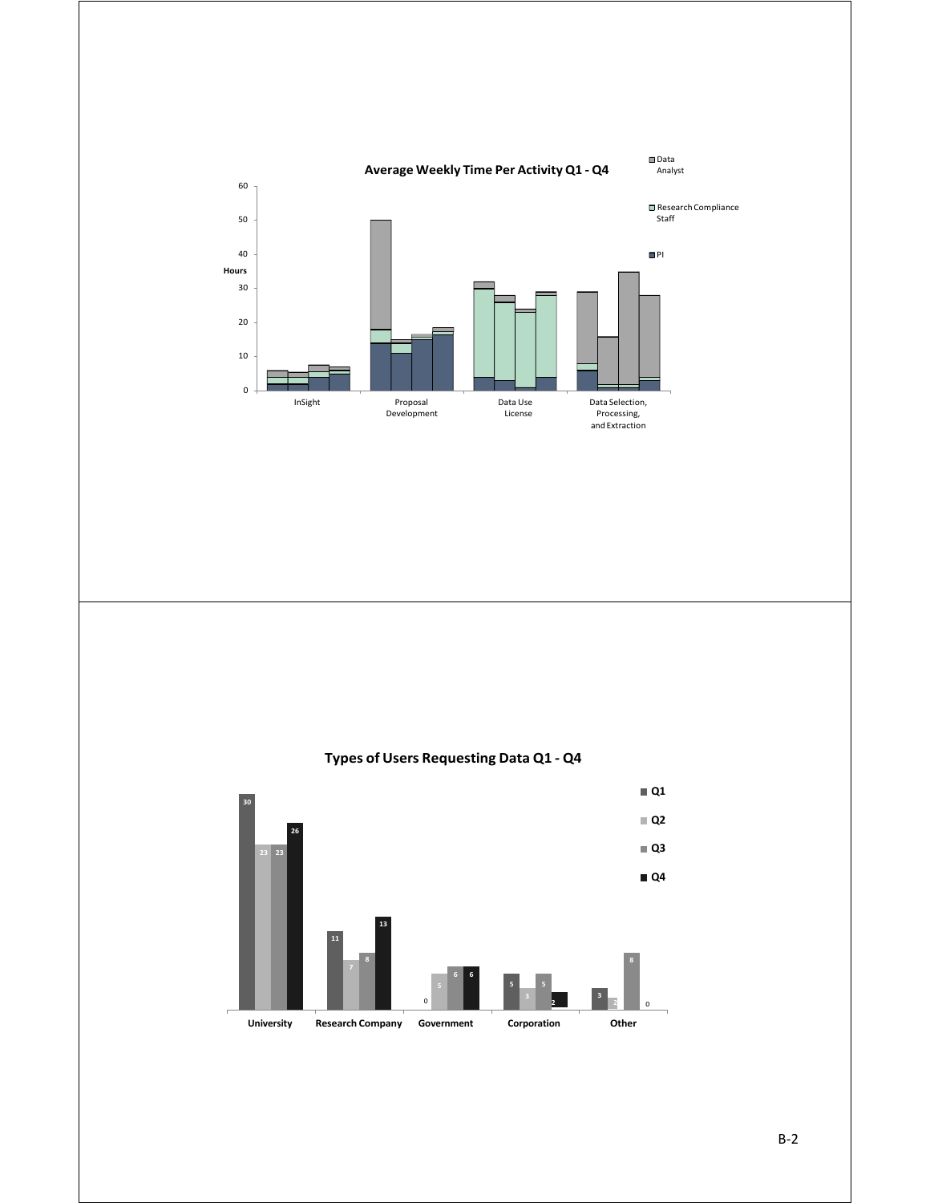**Average Weekly Time Per Activity Q1 - Q4**

Legend: Data Analyst; Research Compliance Staff; PI

Hours (0–60)

Categories: InSight; Proposal Development; Data Use License; Data Selection, Processing, and Extraction

**Types of Users Requesting Data Q1 - Q4**

| | Q1 | Q2 | Q3 | Q4 |
|---|---|---|---|---|
| University | 30 | 23 | 23 | 26 |
| Research Company | 11 | 7 | 8 | 13 |
| Government | 0 | 5 | 6 | 6 |
| Corporation | 5 | 3 | 5 | 2 |
| Other | 3 | 2 | 8 | 0 |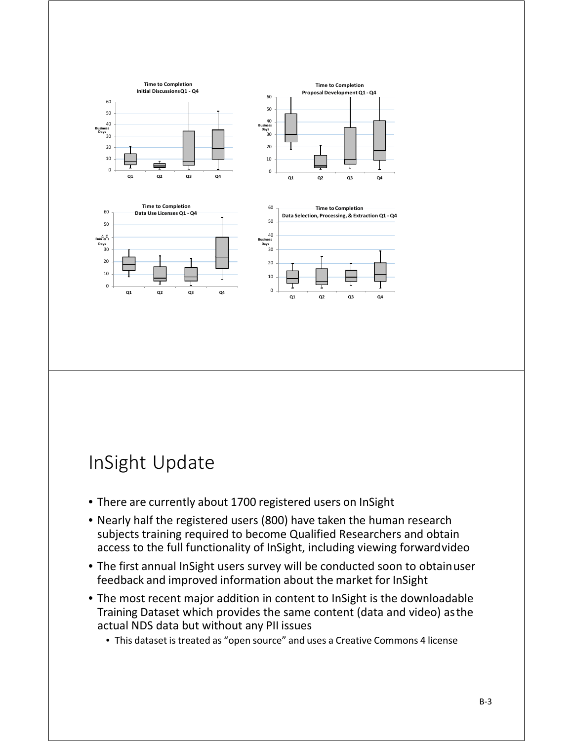**Time to Completion Initial Discussions Q1 - Q4**

**Time to Completion Proposal Development Q1 - Q4**

**Time to Completion Data Use Licenses Q1 - Q4**

**Time to Completion Data Selection, Processing, & Extraction Q1 - Q4**

# InSight Update

- There are currently about 1700 registered users on InSight
- Nearly half the registered users (800) have taken the human research subjects training required to become Qualified Researchers and obtain access to the full functionality of InSight, including viewing forward video
- The first annual InSight users survey will be conducted soon to obtain user feedback and improved information about the market for InSight
- The most recent major addition in content to InSight is the downloadable Training Dataset which provides the same content (data and video) as the actual NDS data but without any PII issues
  - This dataset is treated as "open source" and uses a Creative Commons 4 license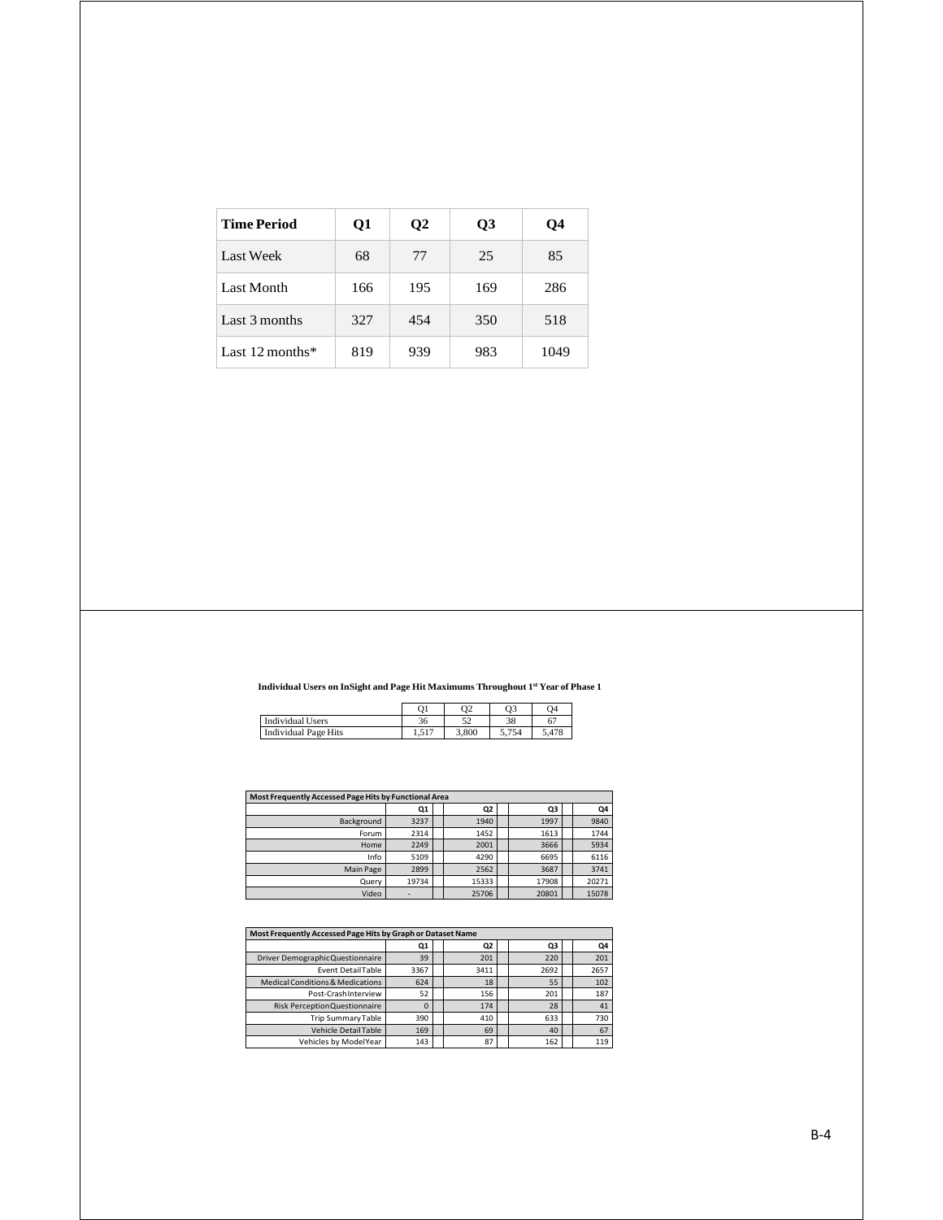| Time Period | Q1 | Q2 | Q3 | Q4 |
|---|---|---|---|---|
| Last Week | 68 | 77 | 25 | 85 |
| Last Month | 166 | 195 | 169 | 286 |
| Last 3 months | 327 | 454 | 350 | 518 |
| Last 12 months* | 819 | 939 | 983 | 1049 |

**Individual Users on InSight and Page Hit Maximums Throughout 1st Year of Phase 1**

| | Q1 | Q2 | Q3 | Q4 |
|---|---|---|---|---|
| Individual Users | 36 | 52 | 38 | 67 |
| Individual Page Hits | 1,517 | 3,800 | 5,754 | 5,478 |

| Most Frequently Accessed Page Hits by Functional Area | | | | |
|---|---|---|---|---|
| | Q1 | Q2 | Q3 | Q4 |
| Background | 3237 | 1940 | 1997 | 9840 |
| Forum | 2314 | 1452 | 1613 | 1744 |
| Home | 2249 | 2001 | 3666 | 5934 |
| Info | 5109 | 4290 | 6695 | 6116 |
| Main Page | 2899 | 2562 | 3687 | 3741 |
| Query | 19734 | 15333 | 17908 | 20271 |
| Video | - | 25706 | 20801 | 15078 |

| Most Frequently Accessed Page Hits by Graph or Dataset Name | | | | |
|---|---|---|---|---|
| | Q1 | Q2 | Q3 | Q4 |
| Driver Demographic Questionnaire | 39 | 201 | 220 | 201 |
| Event Detail Table | 3367 | 3411 | 2692 | 2657 |
| Medical Conditions & Medications | 624 | 18 | 55 | 102 |
| Post-Crash Interview | 52 | 156 | 201 | 187 |
| Risk Perception Questionnaire | 0 | 174 | 28 | 41 |
| Trip Summary Table | 390 | 410 | 633 | 730 |
| Vehicle Detail Table | 169 | 69 | 40 | 67 |
| Vehicles by Model Year | 143 | 87 | 162 | 119 |